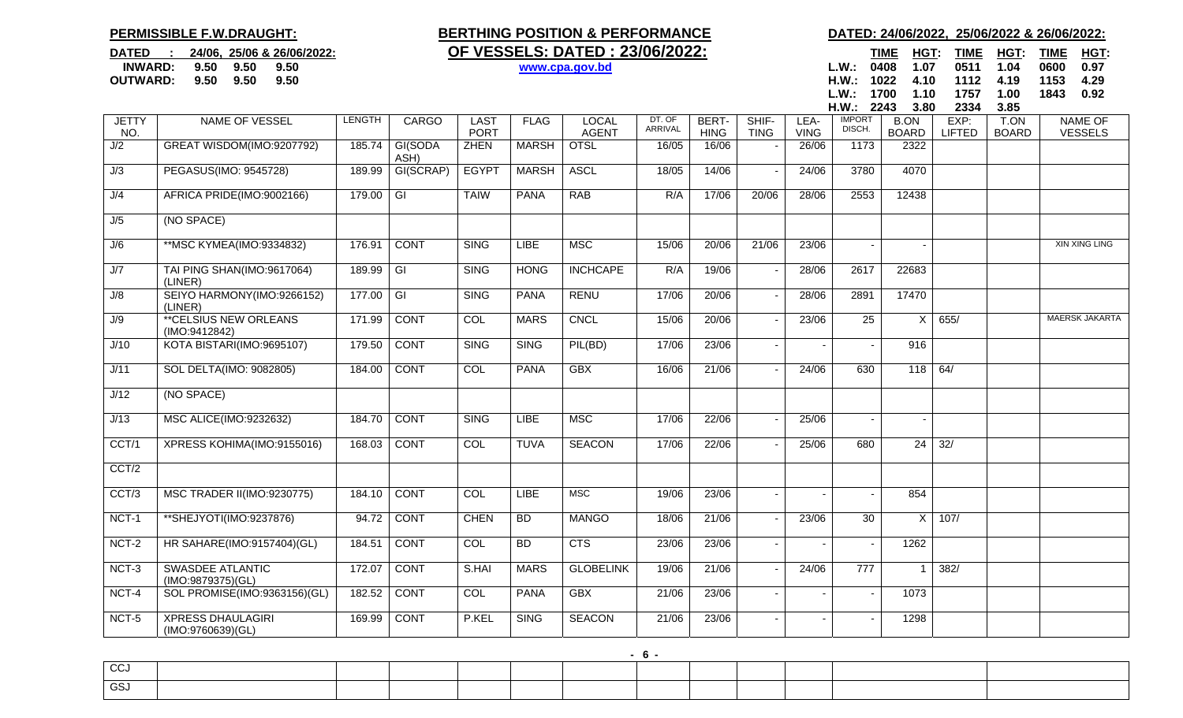**PERMISSIBLE F.W.DRAUGHT:**

**DATED : 24/06, 25/06 & 26/06/2022:**
**INWARD: 9.50 9.50 9.50**
**OUTWARD: 9.50 9.50 9.50**

# BERTHING POSITION & PERFORMANCE OF VESSELS: DATED : 23/06/2022:

www.cpa.gov.bd

**DATED: 24/06/2022, 25/06/2022 & 26/06/2022:**

| | TIME | HGT: | TIME | HGT: | TIME | HGT: |
|---|---|---|---|---|---|---|
| L.W.: | 0408 | 1.07 | 0511 | 1.04 | 0600 | 0.97 |
| H.W.: | 1022 | 4.10 | 1112 | 4.19 | 1153 | 4.29 |
| L.W.: | 1700 | 1.10 | 1757 | 1.00 | 1843 | 0.92 |
| H.W.: | 2243 | 3.80 | 2334 | 3.85 | | |

| JETTY NO. | NAME OF VESSEL | LENGTH | CARGO | LAST PORT | FLAG | LOCAL AGENT | DT. OF ARRIVAL | BERT-HING | SHIF-TING | LEA-VING | IMPORT DISCH. | B.ON BOARD | EXP: LIFTED | T.ON BOARD | NAME OF VESSELS |
|---|---|---|---|---|---|---|---|---|---|---|---|---|---|---|---|
| J/2 | GREAT WISDOM(IMO:9207792) | 185.74 | GI(SODA ASH) | ZHEN | MARSH | OTSL | 16/05 | 16/06 | - | 26/06 | 1173 | 2322 | | | |
| J/3 | PEGASUS(IMO: 9545728) | 189.99 | GI(SCRAP) | EGYPT | MARSH | ASCL | 18/05 | 14/06 | - | 24/06 | 3780 | 4070 | | | |
| J/4 | AFRICA PRIDE(IMO:9002166) | 179.00 | GI | TAIW | PANA | RAB | R/A | 17/06 | 20/06 | 28/06 | 2553 | 12438 | | | |
| J/5 | (NO SPACE) | | | | | | | | | | | | | | |
| J/6 | **MSC KYMEA(IMO:9334832) | 176.91 | CONT | SING | LIBE | MSC | 15/06 | 20/06 | 21/06 | 23/06 | - | - | | | XIN XING LING |
| J/7 | TAI PING SHAN(IMO:9617064) (LINER) | 189.99 | GI | SING | HONG | INCHCAPE | R/A | 19/06 | - | 28/06 | 2617 | 22683 | | | |
| J/8 | SEIYO HARMONY(IMO:9266152) (LINER) | 177.00 | GI | SING | PANA | RENU | 17/06 | 20/06 | - | 28/06 | 2891 | 17470 | | | |
| J/9 | **CELSIUS NEW ORLEANS (IMO:9412842) | 171.99 | CONT | COL | MARS | CNCL | 15/06 | 20/06 | - | 23/06 | 25 | X | 655/ | | MAERSK JAKARTA |
| J/10 | KOTA BISTARI(IMO:9695107) | 179.50 | CONT | SING | SING | PIL(BD) | 17/06 | 23/06 | - | - | - | 916 | | | |
| J/11 | SOL DELTA(IMO: 9082805) | 184.00 | CONT | COL | PANA | GBX | 16/06 | 21/06 | - | 24/06 | 630 | 118 | 64/ | | |
| J/12 | (NO SPACE) | | | | | | | | | | | | | | |
| J/13 | MSC ALICE(IMO:9232632) | 184.70 | CONT | SING | LIBE | MSC | 17/06 | 22/06 | - | 25/06 | - | - | | | |
| CCT/1 | XPRESS KOHIMA(IMO:9155016) | 168.03 | CONT | COL | TUVA | SEACON | 17/06 | 22/06 | - | 25/06 | 680 | 24 | 32/ | | |
| CCT/2 | | | | | | | | | | | | | | | |
| CCT/3 | MSC TRADER II(IMO:9230775) | 184.10 | CONT | COL | LIBE | MSC | 19/06 | 23/06 | - | - | - | 854 | | | |
| NCT-1 | **SHEJYOTI(IMO:9237876) | 94.72 | CONT | CHEN | BD | MANGO | 18/06 | 21/06 | - | 23/06 | 30 | X | 107/ | | |
| NCT-2 | HR SAHARE(IMO:9157404)(GL) | 184.51 | CONT | COL | BD | CTS | 23/06 | 23/06 | - | - | - | 1262 | | | |
| NCT-3 | SWASDEE ATLANTIC (IMO:9879375)(GL) | 172.07 | CONT | S.HAI | MARS | GLOBELINK | 19/06 | 21/06 | - | 24/06 | 777 | 1 | 382/ | | |
| NCT-4 | SOL PROMISE(IMO:9363156)(GL) | 182.52 | CONT | COL | PANA | GBX | 21/06 | 23/06 | - | - | - | 1073 | | | |
| NCT-5 | XPRESS DHAULAGIRI (IMO:9760639)(GL) | 169.99 | CONT | P.KEL | SING | SEACON | 21/06 | 23/06 | - | - | - | 1298 | | | |
| CCJ | | | | | | | | | | | | | | | |
| GSJ | | | | | | | | | | | | | | | |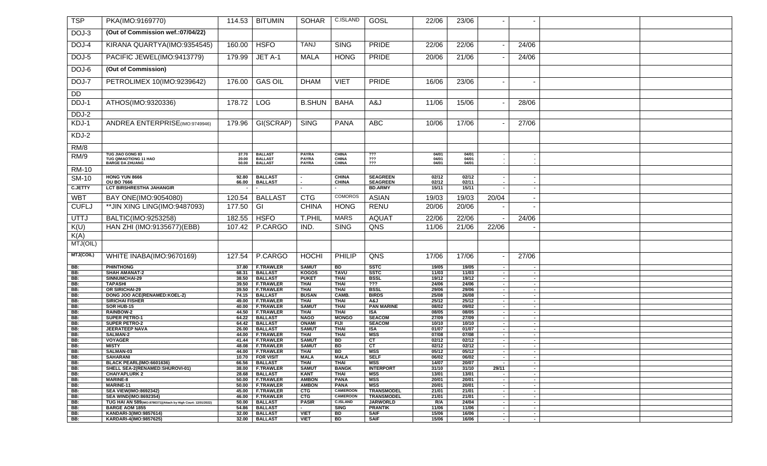| | | | | | | | | | | | | |
|---|---|---|---|---|---|---|---|---|---|---|---|---|
| TSP | PKA(IMO:9169770) | 114.53 | BITUMIN | SOHAR | C.ISLAND | GOSL | 22/06 | 23/06 | - | - | | |
| DOJ-3 | (Out of Commission wef.:07/04/22) | | | | | | | | | | | |
| DOJ-4 | KIRANA QUARTYA(IMO:9354545) | 160.00 | HSFO | TANJ | SING | PRIDE | 22/06 | 22/06 | - | 24/06 | | |
| DOJ-5 | PACIFIC JEWEL(IMO:9413779) | 179.99 | JET A-1 | MALA | HONG | PRIDE | 20/06 | 21/06 | - | 24/06 | | |
| DOJ-6 | (Out of Commission) | | | | | | | | | | | |
| DOJ-7 | PETROLIMEX 10(IMO:9239642) | 176.00 | GAS OIL | DHAM | VIET | PRIDE | 16/06 | 23/06 | - | - | | |
| DD | | | | | | | | | | | | |
| DDJ-1 | ATHOS(IMO:9320336) | 178.72 | LOG | B.SHUN | BAHA | A&J | 11/06 | 15/06 | - | 28/06 | | |
| DDJ-2 | | | | | | | | | | | | |
| KDJ-1 | ANDREA ENTERPRISE(IMO:9749946) | 179.96 | GI(SCRAP) | SING | PANA | ABC | 10/06 | 17/06 | - | 27/06 | | |
| KDJ-2 | | | | | | | | | | | | |
| RM/8 | | | | | | | | | | | | |
| RM/9 | TUG JIAO GONG 83<br>TUG QIMAOTIONG 11 HAO<br>BARGE DA ZHUANG | 37.70<br>20.00<br>50.00 | BALLAST<br>BALLAST<br>BALLAST | PAYRA<br>PAYRA<br>PAYRA | CHINA<br>CHINA<br>CHINA | ???<br>???<br>??? | 04/01<br>04/01<br>04/01 | 04/01<br>04/01<br>04/01 | -<br>-<br>- | -<br>-<br>- | | |
| RM-10 | | | | | | | | | | | | |
| SM-10 | HONG YUN 8666<br>OU BO 7666 | 92.80<br>66.00 | BALLAST<br>BALLAST | -<br>- | CHINA<br>CHINA | SEAGREEN<br>SEAGREEN | 02/12<br>02/12 | 02/12<br>02/11 | -<br>- | -<br>- | | |
| C.JETTY | LCT BIRSHRESTHA JAHANGIR | - | - | - | - | BD.ARMY | 15/11 | 15/11 | - | - | | |
| WBT | BAY ONE(IMO:9054080) | 120.54 | BALLAST | CTG | COMOROS | ASIAN | 19/03 | 19/03 | 20/04 | - | | |
| CUFLJ | **JIN XING LING(IMO:9487093) | 177.50 | GI | CHINA | HONG | RENU | 20/06 | 20/06 | - | - | | |
| UTTJ | BALTIC(IMO:9253258) | 182.55 | HSFO | T.PHIL | MARS | AQUAT | 22/06 | 22/06 | - | 24/06 | | |
| K(U) | HAN ZHI (IMO:9135677)(EBB) | 107.42 | P.CARGO | IND. | SING | QNS | 11/06 | 21/06 | 22/06 | - | | |
| K(A) | | | | | | | | | | | | |
| MTJ(OIL) | | | | | | | | | | | | |
| MTJ(COIL) | WHITE INABA(IMO:9670169) | 127.54 | P.CARGO | HOCHI | PHILIP | QNS | 17/06 | 17/06 | - | 27/06 | | |
| BB: | PHINTHONG | 37.80 | F.TRAWLER | SAMUT | BD | SSTC | 19/05 | 19/05 | - | - | | |
| BB: | SHAH AMANAT-2 | 68.31 | BALLAST | KOGOS | TAVU | SSTC | 11/03 | 11/03 | - | - | | |
| BB: | SINNUMCHAI-29 | 38.50 | BALLAST | PUKET | THAI | BSSL | 19/12 | 19/12 | - | - | | |
| BB: | TAPASHI | 39.50 | F.TRAWLER | THAI | THAI | ??? | 24/06 | 24/06 | - | - | | |
| BB: | OR SIRICHAI-29 | 39.50 | F.TRAWLER | THAI | THAI | BSSL | 29/06 | 29/06 | - | - | | |
| BB: | DONG JOO ACE(RENAMED:KOEL-2) | 74.15 | BALLAST | BUSAN | CAMB. | BIRDS | 25/08 | 26/08 | - | - | | |
| BB: | SIRICHAI FISHER | 49.00 | F.TRAWLER | THAI | THAI | A&J | 25/12 | 25/12 | - | - | | |
| BB: | SOR HUB-15 | 40.00 | F.TRAWLER | SAMUT | THAI | PAN MARINE | 08/02 | 09/02 | - | - | | |
| BB: | RAINBOW-2 | 44.50 | F.TRAWLER | THAI | THAI | ISA | 08/05 | 08/05 | - | - | | |
| BB: | SUPER PETRO-1 | 64.22 | BALLAST | NAGO | MONGO | SEACOM | 27/09 | 27/09 | - | - | | |
| BB: | SUPER PETRO-2 | 64.42 | BALLAST | ONAMI | FIJI | SEACOM | 10/10 | 10/10 | - | - | | |
| BB: | JEERATEEP NAVA | 26.00 | BALLAST | SAMUT | THAI | ISA | 01/07 | 01/07 | - | - | | |
| BB: | SALMAN-2 | 44.00 | F.TRAWLER | THAI | THAI | MSS | 07/08 | 07/08 | - | - | | |
| BB: | VOYAGER | 41.44 | F.TRAWLER | SAMUT | BD | CT | 02/12 | 02/12 | - | - | | |
| BB: | MISTY | 48.08 | F.TRAWLER | SAMUT | BD | CT | 02/12 | 02/12 | - | - | | |
| BB: | SALMAN-03 | 44.00 | F.TRAWLER | THAI | BD | MSS | 05/12 | 05/12 | - | - | | |
| BB: | SAHARANI | 10.70 | FOR VISIT | MALA | MALA | SELF | 06/02 | 06/02 | - | - | | |
| BB: | BLACK PEARL(IMO:6601636) | 66.56 | BALLAST | THAI | THAI | MSS | 14/07 | 20/07 | - | - | | |
| BB: | SHELL SEA-2(RENAMED:SHUROVI-01) | 38.00 | F.TRAWLER | SAMUT | BANGK | INTERPORT | 31/10 | 31/10 | 29/11 | - | | |
| BB: | CHAIYAPLURK 2 | 28.68 | BALLAST | KANT | THAI | MSS | 13/01 | 13/01 | - | - | | |
| BB: | MARINE-8 | 50.00 | F.TRAWLER | AMBON | PANA | MSS | 20/01 | 20/01 | - | - | | |
| BB: | MARINE-11 | 50.00 | F.TRAWLER | AMBON | PANA | MSS | 20/01 | 20/01 | - | - | | |
| BB: | SEA VIEW(IMO:8692342) | 45.00 | F.TRAWLER | CTG | CAMEROON | TRANSMODEL | 21/01 | 21/01 | - | - | | |
| BB: | SEA WIND(IMO:8692354) | 46.00 | F.TRAWLER | CTG | CAMEROON | TRANSMODEL | 21/01 | 21/01 | - | - | | |
| BB: | TUG HAI AN 589(IMO:8780371)(Attach by High Court: 12/01/2022) | 50.00 | BALLAST | PASIR | C.ISLAND | JARWORLD | R/A | 24/04 | - | - | | |
| BB: | BARGE AOM 1855 | 54.86 | BALLAST | - | SING | PRANTIK | 11/06 | 11/06 | - | - | | |
| BB: | KANDARI-3(IMO:9857614) | 32.00 | BALLAST | VIET | BD | SAIF | 15/06 | 16/06 | - | - | | |
| BB: | KARDARI-4(IMO:9857625) | 32.00 | BALLAST | VIET | BD | SAIF | 15/06 | 16/06 | - | - | | |